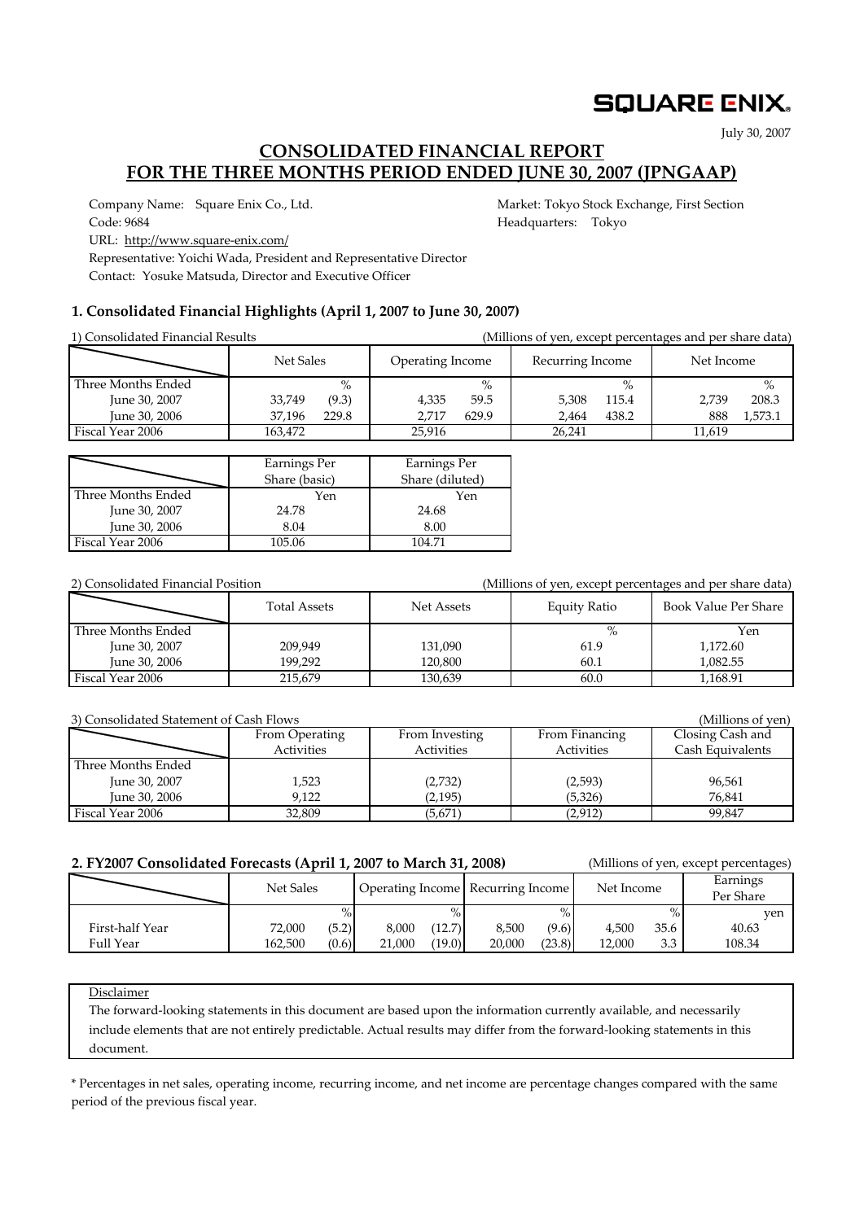SQUARE ENIX.

July 30, 2007

# CONSOLIDATED FINANCIAL REPORT
# FOR THE THREE MONTHS PERIOD ENDED JUNE 30, 2007 (JPNGAAP)

Company Name: Square Enix Co., Ltd.
Market: Tokyo Stock Exchange, First Section
Code: 9684
Headquarters: Tokyo
URL: http://www.square-enix.com/
Representative: Yoichi Wada, President and Representative Director
Contact: Yosuke Matsuda, Director and Executive Officer

## 1. Consolidated Financial Highlights (April 1, 2007 to June 30, 2007)

1) Consolidated Financial Results (Millions of yen, except percentages and per share data)

| | Net Sales | | Operating Income | | Recurring Income | | Net Income | |
|---|---|---|---|---|---|---|---|---|
| Three Months Ended | | % | | % | | % | | % |
| June 30, 2007 | 33,749 | (9.3) | 4,335 | 59.5 | 5,308 | 115.4 | 2,739 | 208.3 |
| June 30, 2006 | 37,196 | 229.8 | 2,717 | 629.9 | 2,464 | 438.2 | 888 | 1,573.1 |
| Fiscal Year 2006 | 163,472 | | 25,916 | | 26,241 | | 11,619 | |

| | Earnings Per Share (basic) | Earnings Per Share (diluted) |
|---|---|---|
| Three Months Ended | Yen | Yen |
| June 30, 2007 | 24.78 | 24.68 |
| June 30, 2006 | 8.04 | 8.00 |
| Fiscal Year 2006 | 105.06 | 104.71 |

2) Consolidated Financial Position (Millions of yen, except percentages and per share data)

| | Total Assets | Net Assets | Equity Ratio | Book Value Per Share |
|---|---|---|---|---|
| Three Months Ended | | | % | Yen |
| June 30, 2007 | 209,949 | 131,090 | 61.9 | 1,172.60 |
| June 30, 2006 | 199,292 | 120,800 | 60.1 | 1,082.55 |
| Fiscal Year 2006 | 215,679 | 130,639 | 60.0 | 1,168.91 |

3) Consolidated Statement of Cash Flows (Millions of yen)

| | From Operating Activities | From Investing Activities | From Financing Activities | Closing Cash and Cash Equivalents |
|---|---|---|---|---|
| Three Months Ended | | | | |
| June 30, 2007 | 1,523 | (2,732) | (2,593) | 96,561 |
| June 30, 2006 | 9,122 | (2,195) | (5,326) | 76,841 |
| Fiscal Year 2006 | 32,809 | (5,671) | (2,912) | 99,847 |

## 2. FY2007 Consolidated Forecasts (April 1, 2007 to March 31, 2008)

(Millions of yen, except percentages)

| | Net Sales | | Operating Income | | Recurring Income | | Net Income | | Earnings Per Share |
|---|---|---|---|---|---|---|---|---|---|
| | | % | | % | | % | | % | yen |
| First-half Year | 72,000 | (5.2) | 8,000 | (12.7) | 8,500 | (9.6) | 4,500 | 35.6 | 40.63 |
| Full Year | 162,500 | (0.6) | 21,000 | (19.0) | 20,000 | (23.8) | 12,000 | 3.3 | 108.34 |

Disclaimer

The forward-looking statements in this document are based upon the information currently available, and necessarily include elements that are not entirely predictable. Actual results may differ from the forward-looking statements in this document.

* Percentages in net sales, operating income, recurring income, and net income are percentage changes compared with the same period of the previous fiscal year.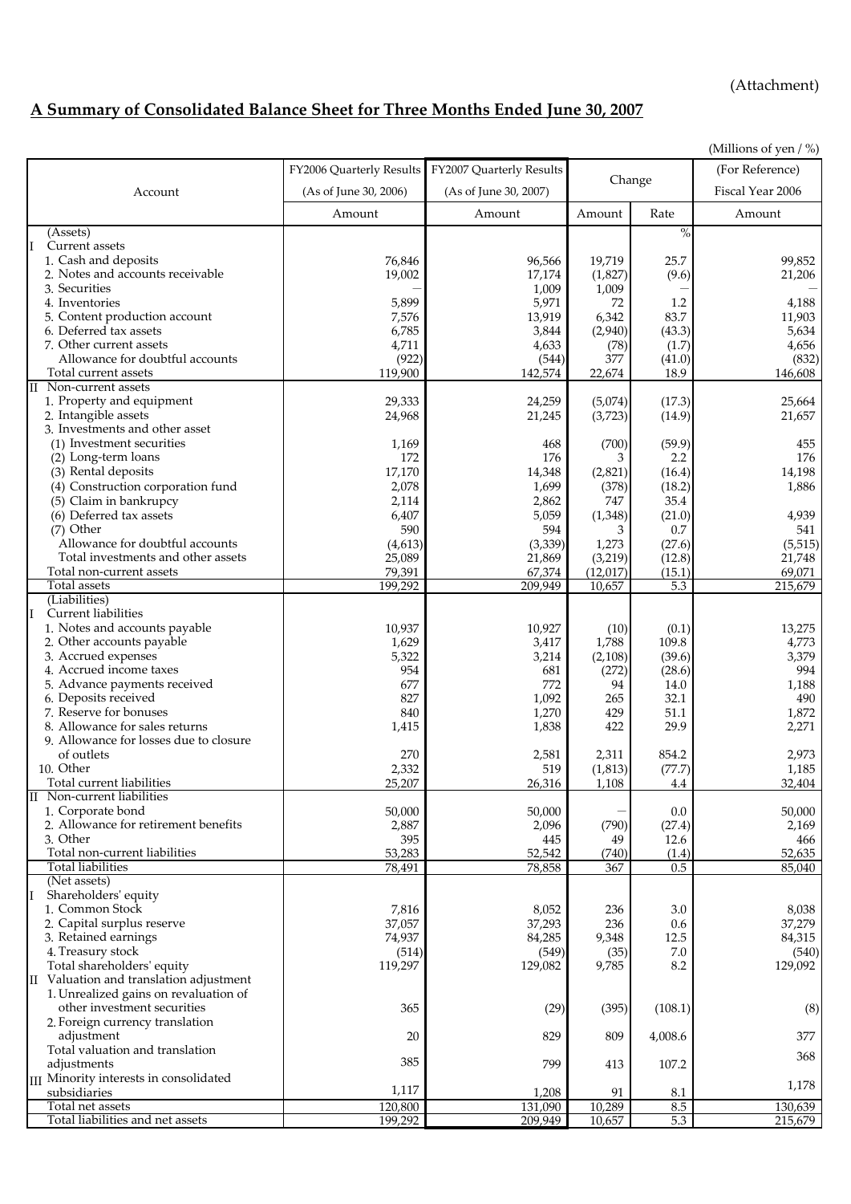(Attachment)

## A Summary of Consolidated Balance Sheet for Three Months Ended June 30, 2007

(Millions of yen / %)

| Account | FY2006 Quarterly Results (As of June 30, 2006) | FY2007 Quarterly Results (As of June 30, 2007) | Change | | (For Reference) Fiscal Year 2006 |
|---|---|---|---|---|---|
| | Amount | Amount | Amount | Rate | Amount |
| (Assets) | | | | % | |
| I Current assets | | | | | |
| 1. Cash and deposits | 76,846 | 96,566 | 19,719 | 25.7 | 99,852 |
| 2. Notes and accounts receivable | 19,002 | 17,174 | (1,827) | (9.6) | 21,206 |
| 3. Securities | — | 1,009 | 1,009 | — | — |
| 4. Inventories | 5,899 | 5,971 | 72 | 1.2 | 4,188 |
| 5. Content production account | 7,576 | 13,919 | 6,342 | 83.7 | 11,903 |
| 6. Deferred tax assets | 6,785 | 3,844 | (2,940) | (43.3) | 5,634 |
| 7. Other current assets | 4,711 | 4,633 | (78) | (1.7) | 4,656 |
| Allowance for doubtful accounts | (922) | (544) | 377 | (41.0) | (832) |
| Total current assets | 119,900 | 142,574 | 22,674 | 18.9 | 146,608 |
| II Non-current assets | | | | | |
| 1. Property and equipment | 29,333 | 24,259 | (5,074) | (17.3) | 25,664 |
| 2. Intangible assets | 24,968 | 21,245 | (3,723) | (14.9) | 21,657 |
| 3. Investments and other asset | | | | | |
| (1) Investment securities | 1,169 | 468 | (700) | (59.9) | 455 |
| (2) Long-term loans | 172 | 176 | 3 | 2.2 | 176 |
| (3) Rental deposits | 17,170 | 14,348 | (2,821) | (16.4) | 14,198 |
| (4) Construction corporation fund | 2,078 | 1,699 | (378) | (18.2) | 1,886 |
| (5) Claim in bankrupcy | 2,114 | 2,862 | 747 | 35.4 | |
| (6) Deferred tax assets | 6,407 | 5,059 | (1,348) | (21.0) | 4,939 |
| (7) Other | 590 | 594 | 3 | 0.7 | 541 |
| Allowance for doubtful accounts | (4,613) | (3,339) | 1,273 | (27.6) | (5,515) |
| Total investments and other assets | 25,089 | 21,869 | (3,219) | (12.8) | 21,748 |
| Total non-current assets | 79,391 | 67,374 | (12,017) | (15.1) | 69,071 |
| Total assets | 199,292 | 209,949 | 10,657 | 5.3 | 215,679 |
| (Liabilities) | | | | | |
| I Current liabilities | | | | | |
| 1. Notes and accounts payable | 10,937 | 10,927 | (10) | (0.1) | 13,275 |
| 2. Other accounts payable | 1,629 | 3,417 | 1,788 | 109.8 | 4,773 |
| 3. Accrued expenses | 5,322 | 3,214 | (2,108) | (39.6) | 3,379 |
| 4. Accrued income taxes | 954 | 681 | (272) | (28.6) | 994 |
| 5. Advance payments received | 677 | 772 | 94 | 14.0 | 1,188 |
| 6. Deposits received | 827 | 1,092 | 265 | 32.1 | 490 |
| 7. Reserve for bonuses | 840 | 1,270 | 429 | 51.1 | 1,872 |
| 8. Allowance for sales returns | 1,415 | 1,838 | 422 | 29.9 | 2,271 |
| 9. Allowance for losses due to closure of outlets | 270 | 2,581 | 2,311 | 854.2 | 2,973 |
| 10. Other | 2,332 | 519 | (1,813) | (77.7) | 1,185 |
| Total current liabilities | 25,207 | 26,316 | 1,108 | 4.4 | 32,404 |
| II Non-current liabilities | | | | | |
| 1. Corporate bond | 50,000 | 50,000 | — | 0.0 | 50,000 |
| 2. Allowance for retirement benefits | 2,887 | 2,096 | (790) | (27.4) | 2,169 |
| 3. Other | 395 | 445 | 49 | 12.6 | 466 |
| Total non-current liabilities | 53,283 | 52,542 | (740) | (1.4) | 52,635 |
| Total liabilities | 78,491 | 78,858 | 367 | 0.5 | 85,040 |
| (Net assets) | | | | | |
| I Shareholders' equity | | | | | |
| 1. Common Stock | 7,816 | 8,052 | 236 | 3.0 | 8,038 |
| 2. Capital surplus reserve | 37,057 | 37,293 | 236 | 0.6 | 37,279 |
| 3. Retained earnings | 74,937 | 84,285 | 9,348 | 12.5 | 84,315 |
| 4. Treasury stock | (514) | (549) | (35) | 7.0 | (540) |
| Total shareholders' equity | 119,297 | 129,082 | 9,785 | 8.2 | 129,092 |
| II Valuation and translation adjustment | | | | | |
| 1. Unrealized gains on revaluation of other investment securities | 365 | (29) | (395) | (108.1) | (8) |
| 2. Foreign currency translation adjustment | 20 | 829 | 809 | 4,008.6 | 377 |
| Total valuation and translation adjustments | 385 | 799 | 413 | 107.2 | 368 |
| III Minority interests in consolidated subsidiaries | 1,117 | 1,208 | 91 | 8.1 | 1,178 |
| Total net assets | 120,800 | 131,090 | 10,289 | 8.5 | 130,639 |
| Total liabilities and net assets | 199,292 | 209,949 | 10,657 | 5.3 | 215,679 |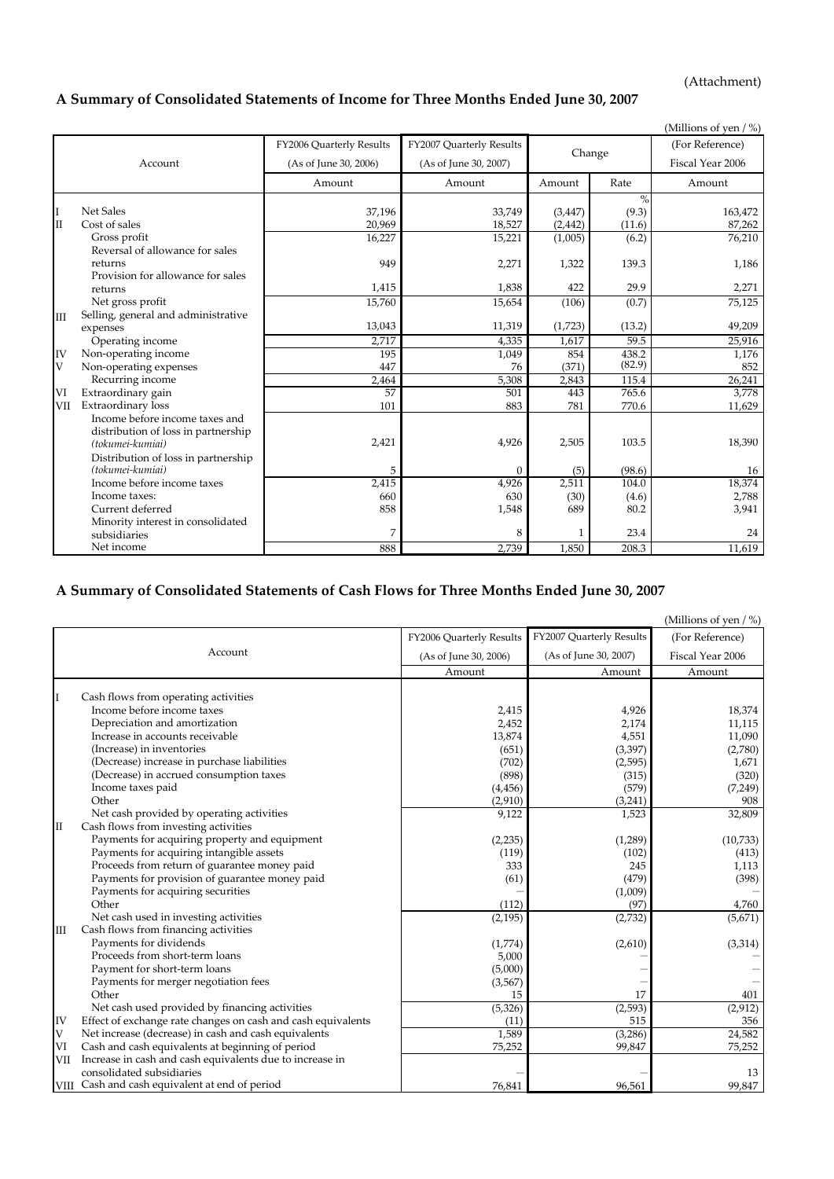(Attachment)

## A Summary of Consolidated Statements of Income for Three Months Ended June 30, 2007

(Millions of yen / %)

| | Account | FY2006 Quarterly Results (As of June 30, 2006) | FY2007 Quarterly Results (As of June 30, 2007) | Change | | (For Reference) Fiscal Year 2006 |
|---|---|---|---|---|---|---|
| | | Amount | Amount | Amount | Rate | Amount |
| | | | | | % | |
| I | Net Sales | 37,196 | 33,749 | (3,447) | (9.3) | 163,472 |
| II | Cost of sales | 20,969 | 18,527 | (2,442) | (11.6) | 87,262 |
| | Gross profit | 16,227 | 15,221 | (1,005) | (6.2) | 76,210 |
| | Reversal of allowance for sales returns | 949 | 2,271 | 1,322 | 139.3 | 1,186 |
| | Provision for allowance for sales returns | 1,415 | 1,838 | 422 | 29.9 | 2,271 |
| | Net gross profit | 15,760 | 15,654 | (106) | (0.7) | 75,125 |
| III | Selling, general and administrative expenses | 13,043 | 11,319 | (1,723) | (13.2) | 49,209 |
| | Operating income | 2,717 | 4,335 | 1,617 | 59.5 | 25,916 |
| IV | Non-operating income | 195 | 1,049 | 854 | 438.2 | 1,176 |
| V | Non-operating expenses | 447 | 76 | (371) | (82.9) | 852 |
| | Recurring income | 2,464 | 5,308 | 2,843 | 115.4 | 26,241 |
| VI | Extraordinary gain | 57 | 501 | 443 | 765.6 | 3,778 |
| VII | Extraordinary loss | 101 | 883 | 781 | 770.6 | 11,629 |
| | Income before income taxes and distribution of loss in partnership *(tokumei-kumiai)* | 2,421 | 4,926 | 2,505 | 103.5 | 18,390 |
| | Distribution of loss in partnership *(tokumei-kumiai)* | 5 | 0 | (5) | (98.6) | 16 |
| | Income before income taxes | 2,415 | 4,926 | 2,511 | 104.0 | 18,374 |
| | Income taxes: | 660 | 630 | (30) | (4.6) | 2,788 |
| | Current deferred | 858 | 1,548 | 689 | 80.2 | 3,941 |
| | Minority interest in consolidated subsidiaries | 7 | 8 | 1 | 23.4 | 24 |
| | Net income | 888 | 2,739 | 1,850 | 208.3 | 11,619 |

## A Summary of Consolidated Statements of Cash Flows for Three Months Ended June 30, 2007

(Millions of yen / %)

| | Account | FY2006 Quarterly Results (As of June 30, 2006) | FY2007 Quarterly Results (As of June 30, 2007) | (For Reference) Fiscal Year 2006 |
|---|---|---|---|---|
| | | Amount | Amount | Amount |
| I | Cash flows from operating activities | | | |
| | Income before income taxes | 2,415 | 4,926 | 18,374 |
| | Depreciation and amortization | 2,452 | 2,174 | 11,115 |
| | Increase in accounts receivable | 13,874 | 4,551 | 11,090 |
| | (Increase) in inventories | (651) | (3,397) | (2,780) |
| | (Decrease) increase in purchase liabilities | (702) | (2,595) | 1,671 |
| | (Decrease) in accrued consumption taxes | (898) | (315) | (320) |
| | Income taxes paid | (4,456) | (579) | (7,249) |
| | Other | (2,910) | (3,241) | 908 |
| | Net cash provided by operating activities | 9,122 | 1,523 | 32,809 |
| II | Cash flows from investing activities | | | |
| | Payments for acquiring property and equipment | (2,235) | (1,289) | (10,733) |
| | Payments for acquiring intangible assets | (119) | (102) | (413) |
| | Proceeds from return of guarantee money paid | 333 | 245 | 1,113 |
| | Payments for provision of guarantee money paid | (61) | (479) | (398) |
| | Payments for acquiring securities | — | (1,009) | — |
| | Other | (112) | (97) | 4,760 |
| | Net cash used in investing activities | (2,195) | (2,732) | (5,671) |
| III | Cash flows from financing activities | | | |
| | Payments for dividends | (1,774) | (2,610) | (3,314) |
| | Proceeds from short-term loans | 5,000 | — | — |
| | Payment for short-term loans | (5,000) | — | — |
| | Payments for merger negotiation fees | (3,567) | — | — |
| | Other | 15 | 17 | 401 |
| | Net cash used provided by financing activities | (5,326) | (2,593) | (2,912) |
| IV | Effect of exchange rate changes on cash and cash equivalents | (11) | 515 | 356 |
| V | Net increase (decrease) in cash and cash equivalents | 1,589 | (3,286) | 24,582 |
| VI | Cash and cash equivalents at beginning of period | 75,252 | 99,847 | 75,252 |
| VII | Increase in cash and cash equivalents due to increase in consolidated subsidiaries | — | — | 13 |
| VIII | Cash and cash equivalent at end of period | 76,841 | 96,561 | 99,847 |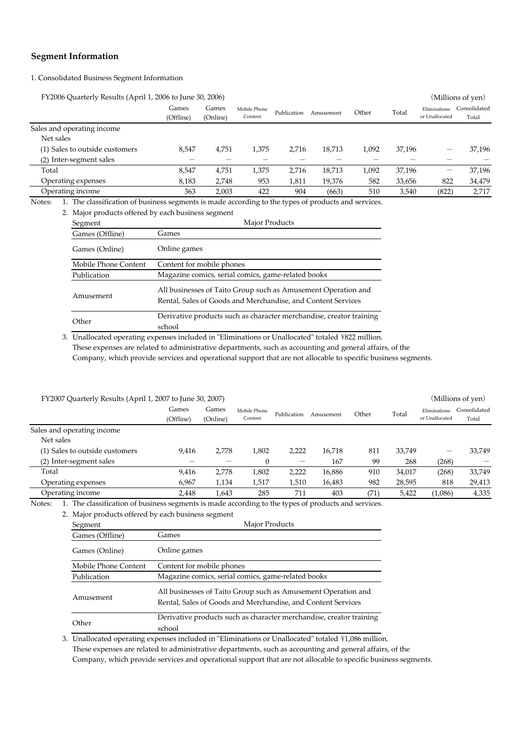## Segment Information

1. Consolidated Business Segment Information

FY2006 Quarterly Results (April 1, 2006 to June 30, 2006)

(Millions of yen)

| | Games (Offline) | Games (Online) | Mobile Phone Content | Publication | Amusement | Other | Total | Eliminations or Unallocated | Consolidated Total |
|---|---|---|---|---|---|---|---|---|---|
| Sales and operating income | | | | | | | | | |
| Net sales | | | | | | | | | |
| (1) Sales to outside customers | 8,547 | 4,751 | 1,375 | 2,716 | 18,713 | 1,092 | 37,196 | — | 37,196 |
| (2) Inter-segment sales | — | — | — | — | — | — | — | — | — |
| Total | 8,547 | 4,751 | 1,375 | 2,716 | 18,713 | 1,092 | 37,196 | — | 37,196 |
| Operating expenses | 8,183 | 2,748 | 953 | 1,811 | 19,376 | 582 | 33,656 | 822 | 34,479 |
| Operating income | 363 | 2,003 | 422 | 904 | (663) | 510 | 3,540 | (822) | 2,717 |

Notes:
1. The classification of business segments is made according to the types of products and services.
2. Major products offered by each business segment

| Segment | Major Products |
|---|---|
| Games (Offline) | Games |
| Games (Online) | Online games |
| Mobile Phone Content | Content for mobile phones |
| Publication | Magazine comics, serial comics, game-related books |
| Amusement | All businesses of Taito Group such as Amusement Operation and Rental, Sales of Goods and Merchandise, and Content Services |
| Other | Derivative products such as character merchandise, creator training school |

3. Unallocated operating expenses included in "Eliminations or Unallocated" totaled ¥822 million. These expenses are related to administrative departments, such as accounting and general affairs, of the Company, which provide services and operational support that are not allocable to specific business segments.

FY2007 Quarterly Results (April 1, 2007 to June 30, 2007)

(Millions of yen)

| | Games (Offline) | Games (Online) | Mobile Phone Content | Publication | Amusement | Other | Total | Eliminations or Unallocated | Consolidated Total |
|---|---|---|---|---|---|---|---|---|---|
| Sales and operating income | | | | | | | | | |
| Net sales | | | | | | | | | |
| (1) Sales to outside customers | 9,416 | 2,778 | 1,802 | 2,222 | 16,718 | 811 | 33,749 | — | 33,749 |
| (2) Inter-segment sales | — | — | 0 | — | 167 | 99 | 268 | (268) | — |
| Total | 9,416 | 2,778 | 1,802 | 2,222 | 16,886 | 910 | 34,017 | (268) | 33,749 |
| Operating expenses | 6,967 | 1,134 | 1,517 | 1,510 | 16,483 | 982 | 28,595 | 818 | 29,413 |
| Operating income | 2,448 | 1,643 | 285 | 711 | 403 | (71) | 5,422 | (1,086) | 4,335 |

Notes:
1. The classification of business segments is made according to the types of products and services.
2. Major products offered by each business segment

| Segment | Major Products |
|---|---|
| Games (Offline) | Games |
| Games (Online) | Online games |
| Mobile Phone Content | Content for mobile phones |
| Publication | Magazine comics, serial comics, game-related books |
| Amusement | All businesses of Taito Group such as Amusement Operation and Rental, Sales of Goods and Merchandise, and Content Services |
| Other | Derivative products such as character merchandise, creator training school |

3. Unallocated operating expenses included in "Eliminations or Unallocated" totaled ¥1,086 million. These expenses are related to administrative departments, such as accounting and general affairs, of the Company, which provide services and operational support that are not allocable to specific business segments.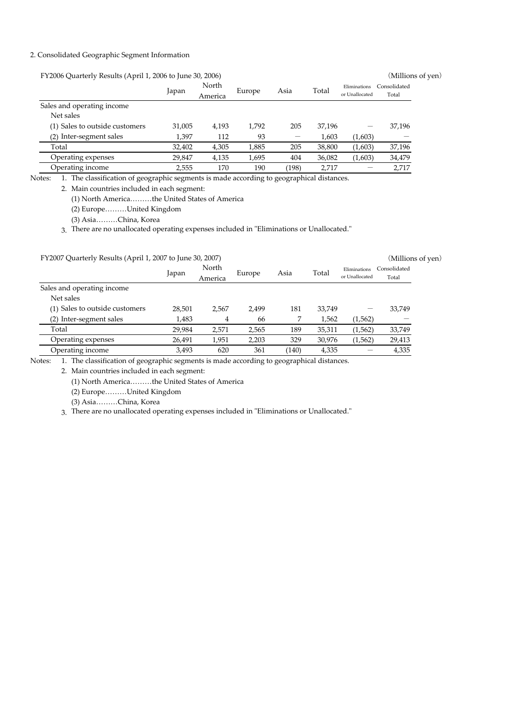## 2. Consolidated Geographic Segment Information

FY2006 Quarterly Results (April 1, 2006 to June 30, 2006) (Millions of yen)

| | Japan | North America | Europe | Asia | Total | Eliminations or Unallocated | Consolidated Total |
|---|---|---|---|---|---|---|---|
| Sales and operating income | | | | | | | |
| Net sales | | | | | | | |
| (1) Sales to outside customers | 31,005 | 4,193 | 1,792 | 205 | 37,196 | — | 37,196 |
| (2) Inter-segment sales | 1,397 | 112 | 93 | — | 1,603 | (1,603) | — |
| Total | 32,402 | 4,305 | 1,885 | 205 | 38,800 | (1,603) | 37,196 |
| Operating expenses | 29,847 | 4,135 | 1,695 | 404 | 36,082 | (1,603) | 34,479 |
| Operating income | 2,555 | 170 | 190 | (198) | 2,717 | — | 2,717 |

Notes:
1. The classification of geographic segments is made according to geographical distances.
2. Main countries included in each segment:
   (1) North America………the United States of America
   (2) Europe………United Kingdom
   (3) Asia………China, Korea
3. There are no unallocated operating expenses included in "Eliminations or Unallocated."

FY2007 Quarterly Results (April 1, 2007 to June 30, 2007) (Millions of yen)

| | Japan | North America | Europe | Asia | Total | Eliminations or Unallocated | Consolidated Total |
|---|---|---|---|---|---|---|---|
| Sales and operating income | | | | | | | |
| Net sales | | | | | | | |
| (1) Sales to outside customers | 28,501 | 2,567 | 2,499 | 181 | 33,749 | — | 33,749 |
| (2) Inter-segment sales | 1,483 | 4 | 66 | 7 | 1,562 | (1,562) | — |
| Total | 29,984 | 2,571 | 2,565 | 189 | 35,311 | (1,562) | 33,749 |
| Operating expenses | 26,491 | 1,951 | 2,203 | 329 | 30,976 | (1,562) | 29,413 |
| Operating income | 3,493 | 620 | 361 | (140) | 4,335 | — | 4,335 |

Notes:
1. The classification of geographic segments is made according to geographical distances.
2. Main countries included in each segment:
   (1) North America………the United States of America
   (2) Europe………United Kingdom
   (3) Asia………China, Korea
3. There are no unallocated operating expenses included in "Eliminations or Unallocated."